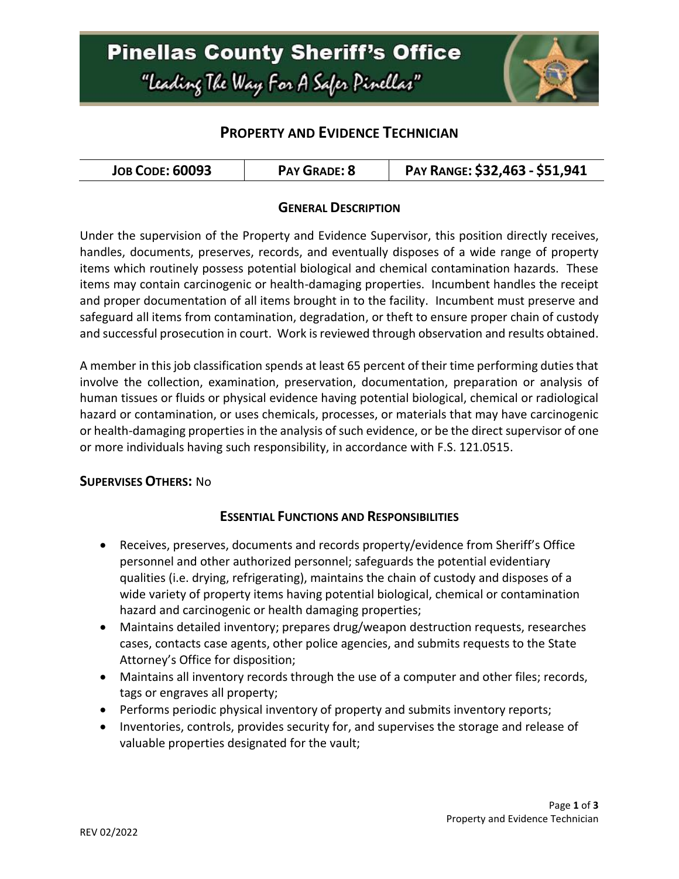# Pinellas County Sheriff's Office

"Leading The Way For A Safer Pinellas"

## PROPERTY AND EVIDENCE TECHNICIAN

| JOB CODE: 60093 | PAY GRADE: 8 | PAY RANGE: $32,463 - $51,941 |
|---|---|---|

### GENERAL DESCRIPTION

Under the supervision of the Property and Evidence Supervisor, this position directly receives, handles, documents, preserves, records, and eventually disposes of a wide range of property items which routinely possess potential biological and chemical contamination hazards. These items may contain carcinogenic or health-damaging properties. Incumbent handles the receipt and proper documentation of all items brought in to the facility. Incumbent must preserve and safeguard all items from contamination, degradation, or theft to ensure proper chain of custody and successful prosecution in court. Work is reviewed through observation and results obtained.

A member in this job classification spends at least 65 percent of their time performing duties that involve the collection, examination, preservation, documentation, preparation or analysis of human tissues or fluids or physical evidence having potential biological, chemical or radiological hazard or contamination, or uses chemicals, processes, or materials that may have carcinogenic or health-damaging properties in the analysis of such evidence, or be the direct supervisor of one or more individuals having such responsibility, in accordance with F.S. 121.0515.

**SUPERVISES OTHERS:** No

### ESSENTIAL FUNCTIONS AND RESPONSIBILITIES

- Receives, preserves, documents and records property/evidence from Sheriff's Office personnel and other authorized personnel; safeguards the potential evidentiary qualities (i.e. drying, refrigerating), maintains the chain of custody and disposes of a wide variety of property items having potential biological, chemical or contamination hazard and carcinogenic or health damaging properties;
- Maintains detailed inventory; prepares drug/weapon destruction requests, researches cases, contacts case agents, other police agencies, and submits requests to the State Attorney's Office for disposition;
- Maintains all inventory records through the use of a computer and other files; records, tags or engraves all property;
- Performs periodic physical inventory of property and submits inventory reports;
- Inventories, controls, provides security for, and supervises the storage and release of valuable properties designated for the vault;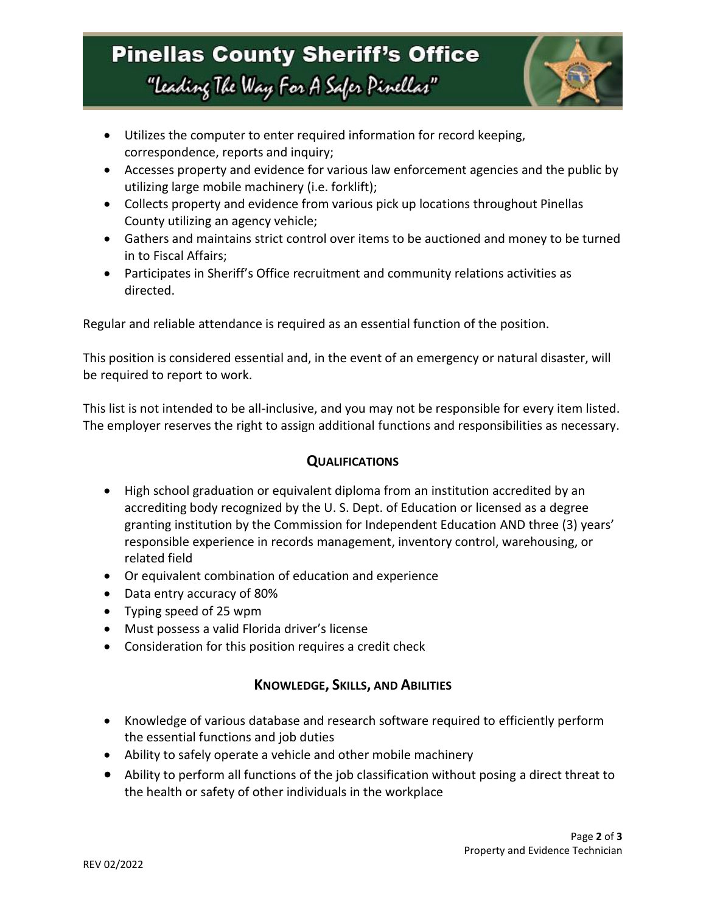- Utilizes the computer to enter required information for record keeping, correspondence, reports and inquiry;
- Accesses property and evidence for various law enforcement agencies and the public by utilizing large mobile machinery (i.e. forklift);
- Collects property and evidence from various pick up locations throughout Pinellas County utilizing an agency vehicle;
- Gathers and maintains strict control over items to be auctioned and money to be turned in to Fiscal Affairs;
- Participates in Sheriff's Office recruitment and community relations activities as directed.

Regular and reliable attendance is required as an essential function of the position.

This position is considered essential and, in the event of an emergency or natural disaster, will be required to report to work.

This list is not intended to be all-inclusive, and you may not be responsible for every item listed. The employer reserves the right to assign additional functions and responsibilities as necessary.

## Qualifications

- High school graduation or equivalent diploma from an institution accredited by an accrediting body recognized by the U. S. Dept. of Education or licensed as a degree granting institution by the Commission for Independent Education AND three (3) years' responsible experience in records management, inventory control, warehousing, or related field
- Or equivalent combination of education and experience
- Data entry accuracy of 80%
- Typing speed of 25 wpm
- Must possess a valid Florida driver's license
- Consideration for this position requires a credit check

## Knowledge, Skills, and Abilities

- Knowledge of various database and research software required to efficiently perform the essential functions and job duties
- Ability to safely operate a vehicle and other mobile machinery
- Ability to perform all functions of the job classification without posing a direct threat to the health or safety of other individuals in the workplace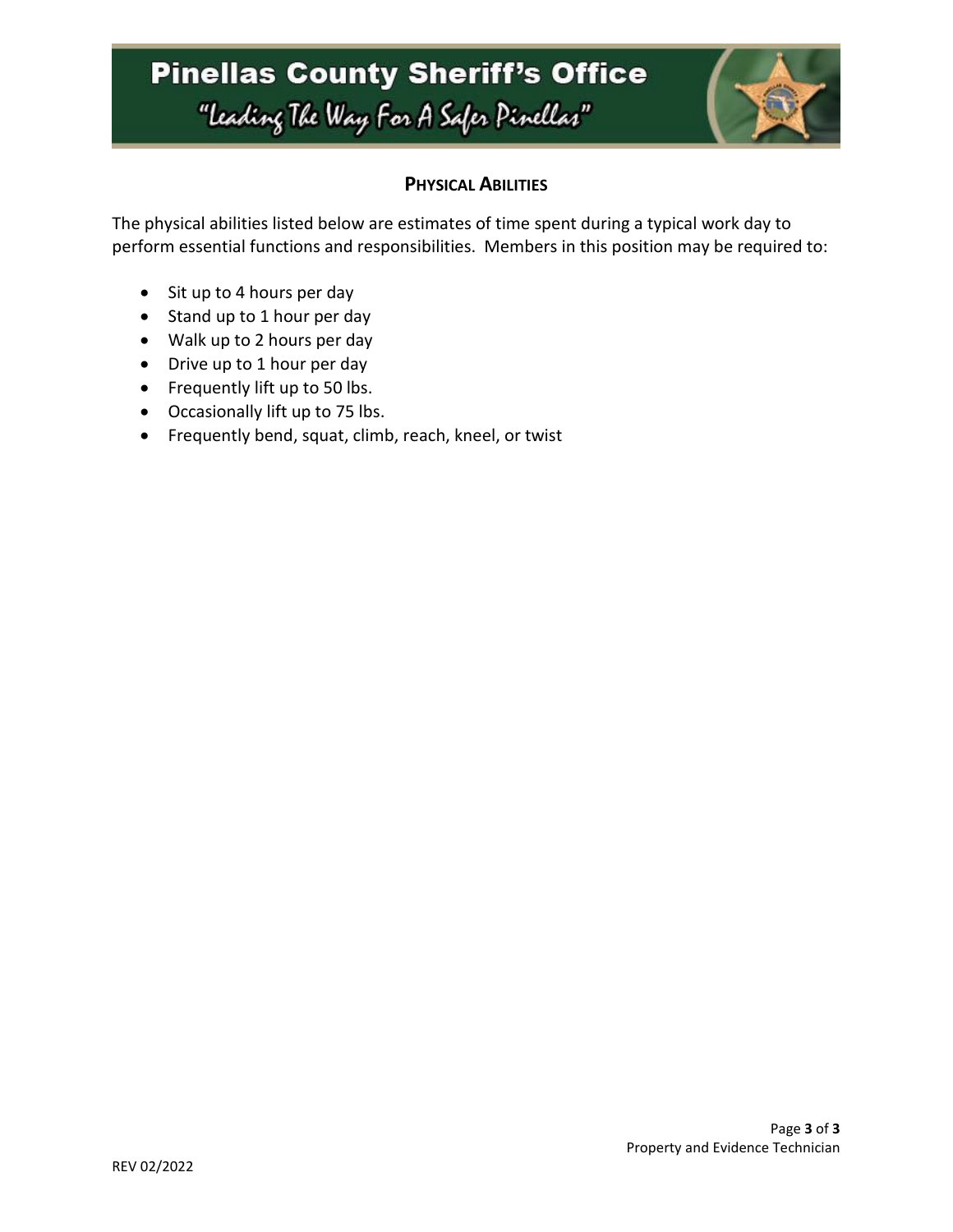## Physical Abilities

The physical abilities listed below are estimates of time spent during a typical work day to perform essential functions and responsibilities. Members in this position may be required to:

- Sit up to 4 hours per day
- Stand up to 1 hour per day
- Walk up to 2 hours per day
- Drive up to 1 hour per day
- Frequently lift up to 50 lbs.
- Occasionally lift up to 75 lbs.
- Frequently bend, squat, climb, reach, kneel, or twist